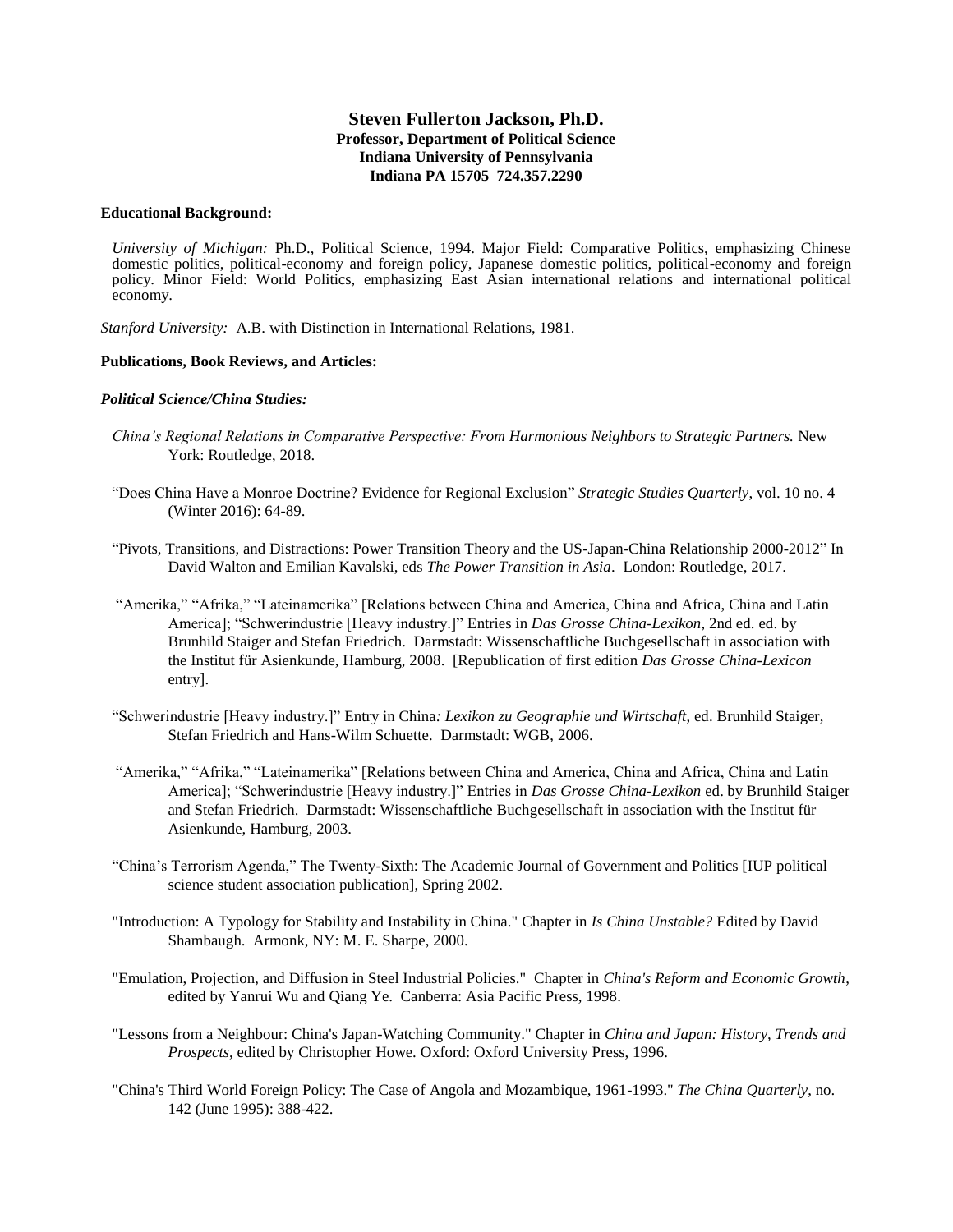# Steven Fullerton Jackson, Ph.D.

**Professor, Department of Political Science**
**Indiana University of Pennsylvania**
**Indiana PA 15705 724.357.2290**

**Educational Background:**

*University of Michigan:* Ph.D., Political Science, 1994. Major Field: Comparative Politics, emphasizing Chinese domestic politics, political-economy and foreign policy, Japanese domestic politics, political-economy and foreign policy. Minor Field: World Politics, emphasizing East Asian international relations and international political economy.

*Stanford University:* A.B. with Distinction in International Relations, 1981.

**Publications, Book Reviews, and Articles:**

***Political Science/China Studies:***

*China's Regional Relations in Comparative Perspective: From Harmonious Neighbors to Strategic Partners.* New York: Routledge, 2018.

"Does China Have a Monroe Doctrine? Evidence for Regional Exclusion" *Strategic Studies Quarterly*, vol. 10 no. 4 (Winter 2016): 64-89.

"Pivots, Transitions, and Distractions: Power Transition Theory and the US-Japan-China Relationship 2000-2012" In David Walton and Emilian Kavalski, eds *The Power Transition in Asia*. London: Routledge, 2017.

"Amerika," "Afrika," "Lateinamerika" [Relations between China and America, China and Africa, China and Latin America]; "Schwerindustrie [Heavy industry.]" Entries in *Das Grosse China-Lexikon*, 2nd ed. ed. by Brunhild Staiger and Stefan Friedrich. Darmstadt: Wissenschaftliche Buchgesellschaft in association with the Institut für Asienkunde, Hamburg, 2008. [Republication of first edition *Das Grosse China-Lexicon* entry].

"Schwerindustrie [Heavy industry.]" Entry in China*: Lexikon zu Geographie und Wirtschaft*, ed. Brunhild Staiger, Stefan Friedrich and Hans-Wilm Schuette. Darmstadt: WGB, 2006.

"Amerika," "Afrika," "Lateinamerika" [Relations between China and America, China and Africa, China and Latin America]; "Schwerindustrie [Heavy industry.]" Entries in *Das Grosse China-Lexikon* ed. by Brunhild Staiger and Stefan Friedrich. Darmstadt: Wissenschaftliche Buchgesellschaft in association with the Institut für Asienkunde, Hamburg, 2003.

"China's Terrorism Agenda," The Twenty-Sixth: The Academic Journal of Government and Politics [IUP political science student association publication], Spring 2002.

"Introduction: A Typology for Stability and Instability in China." Chapter in *Is China Unstable?* Edited by David Shambaugh. Armonk, NY: M. E. Sharpe, 2000.

"Emulation, Projection, and Diffusion in Steel Industrial Policies." Chapter in *China's Reform and Economic Growth*, edited by Yanrui Wu and Qiang Ye. Canberra: Asia Pacific Press, 1998.

"Lessons from a Neighbour: China's Japan-Watching Community." Chapter in *China and Japan: History, Trends and Prospects*, edited by Christopher Howe. Oxford: Oxford University Press, 1996.

"China's Third World Foreign Policy: The Case of Angola and Mozambique, 1961-1993." *The China Quarterly*, no. 142 (June 1995): 388-422.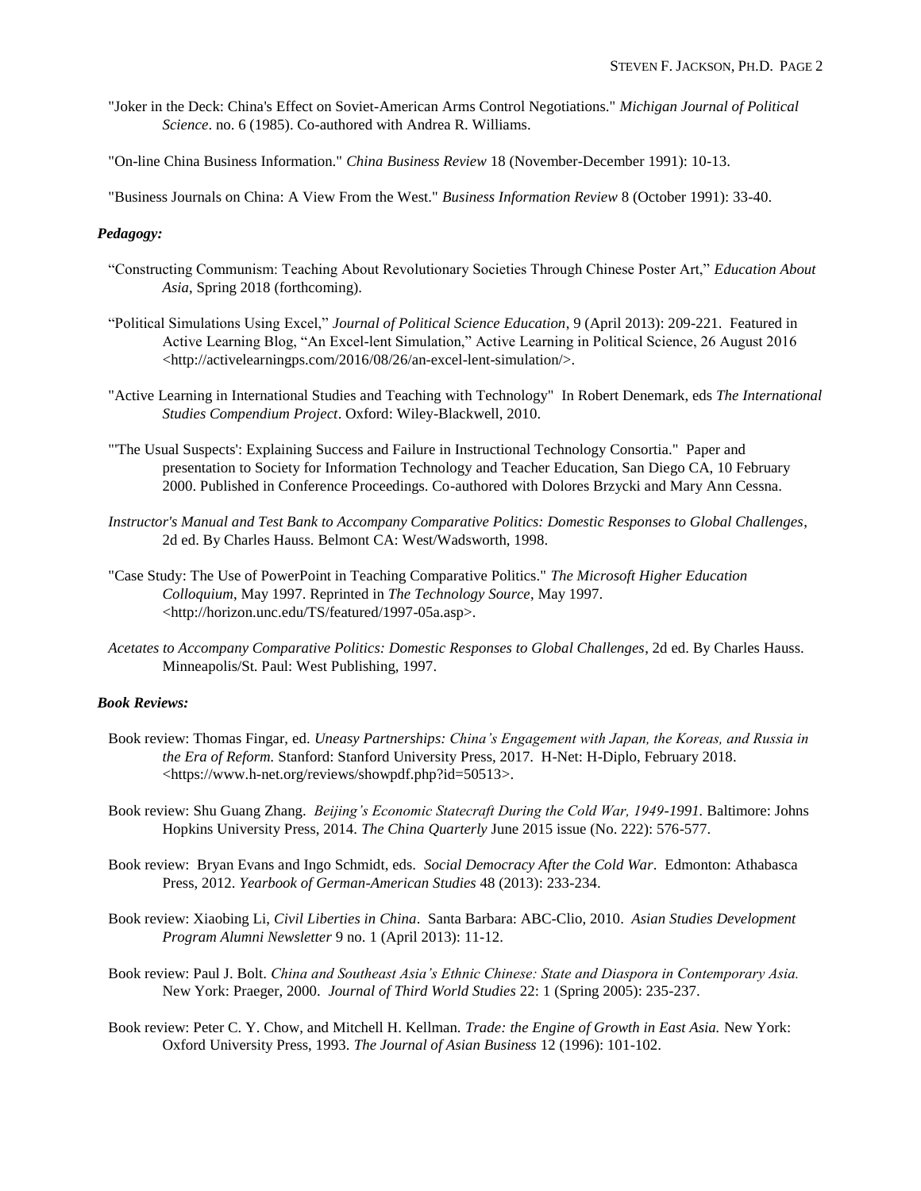"Joker in the Deck: China's Effect on Soviet-American Arms Control Negotiations." *Michigan Journal of Political Science*. no. 6 (1985). Co-authored with Andrea R. Williams.

"On-line China Business Information." *China Business Review* 18 (November-December 1991): 10-13.

"Business Journals on China: A View From the West." *Business Information Review* 8 (October 1991): 33-40.

***Pedagogy:***

"Constructing Communism: Teaching About Revolutionary Societies Through Chinese Poster Art," *Education About Asia*, Spring 2018 (forthcoming).

"Political Simulations Using Excel," *Journal of Political Science Education*, 9 (April 2013): 209-221. Featured in Active Learning Blog, "An Excel-lent Simulation," Active Learning in Political Science, 26 August 2016 <http://activelearningps.com/2016/08/26/an-excel-lent-simulation/>.

"Active Learning in International Studies and Teaching with Technology" In Robert Denemark, eds *The International Studies Compendium Project*. Oxford: Wiley-Blackwell, 2010.

"'The Usual Suspects': Explaining Success and Failure in Instructional Technology Consortia." Paper and presentation to Society for Information Technology and Teacher Education, San Diego CA, 10 February 2000. Published in Conference Proceedings. Co-authored with Dolores Brzycki and Mary Ann Cessna.

*Instructor's Manual and Test Bank to Accompany Comparative Politics: Domestic Responses to Global Challenges*, 2d ed. By Charles Hauss. Belmont CA: West/Wadsworth, 1998.

"Case Study: The Use of PowerPoint in Teaching Comparative Politics." *The Microsoft Higher Education Colloquium*, May 1997. Reprinted in *The Technology Source*, May 1997. <http://horizon.unc.edu/TS/featured/1997-05a.asp>.

*Acetates to Accompany Comparative Politics: Domestic Responses to Global Challenges*, 2d ed. By Charles Hauss. Minneapolis/St. Paul: West Publishing, 1997.

***Book Reviews:***

Book review: Thomas Fingar, ed. *Uneasy Partnerships: China's Engagement with Japan, the Koreas, and Russia in the Era of Reform.* Stanford: Stanford University Press, 2017. H-Net: H-Diplo, February 2018. <https://www.h-net.org/reviews/showpdf.php?id=50513>.

Book review: Shu Guang Zhang. *Beijing's Economic Statecraft During the Cold War, 1949-1991.* Baltimore: Johns Hopkins University Press, 2014. *The China Quarterly* June 2015 issue (No. 222): 576-577.

Book review: Bryan Evans and Ingo Schmidt, eds. *Social Democracy After the Cold War*. Edmonton: Athabasca Press, 2012. *Yearbook of German-American Studies* 48 (2013): 233-234.

Book review: Xiaobing Li, *Civil Liberties in China*. Santa Barbara: ABC-Clio, 2010. *Asian Studies Development Program Alumni Newsletter* 9 no. 1 (April 2013): 11-12.

Book review: Paul J. Bolt. *China and Southeast Asia's Ethnic Chinese: State and Diaspora in Contemporary Asia.* New York: Praeger, 2000. *Journal of Third World Studies* 22: 1 (Spring 2005): 235-237.

Book review: Peter C. Y. Chow, and Mitchell H. Kellman. *Trade: the Engine of Growth in East Asia.* New York: Oxford University Press, 1993. *The Journal of Asian Business* 12 (1996): 101-102.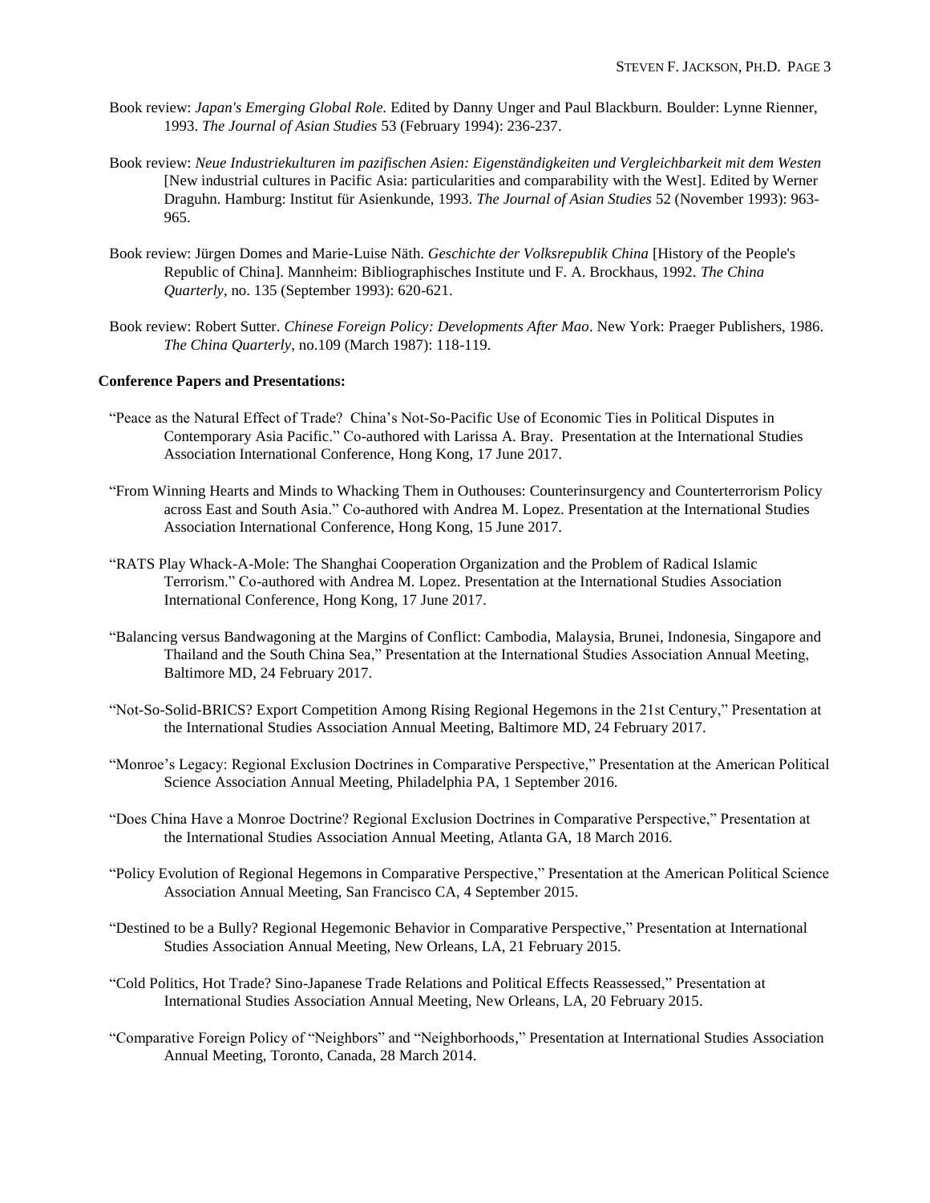Book review: *Japan's Emerging Global Role.* Edited by Danny Unger and Paul Blackburn. Boulder: Lynne Rienner, 1993. *The Journal of Asian Studies* 53 (February 1994): 236-237.

Book review: *Neue Industriekulturen im pazifischen Asien: Eigenständigkeiten und Vergleichbarkeit mit dem Westen* [New industrial cultures in Pacific Asia: particularities and comparability with the West]. Edited by Werner Draguhn. Hamburg: Institut für Asienkunde, 1993. *The Journal of Asian Studies* 52 (November 1993): 963-965.

Book review: Jürgen Domes and Marie-Luise Näth. *Geschichte der Volksrepublik China* [History of the People's Republic of China]. Mannheim: Bibliographisches Institute und F. A. Brockhaus, 1992. *The China Quarterly*, no. 135 (September 1993): 620-621.

Book review: Robert Sutter. *Chinese Foreign Policy: Developments After Mao*. New York: Praeger Publishers, 1986. *The China Quarterly*, no.109 (March 1987): 118-119.

**Conference Papers and Presentations:**

"Peace as the Natural Effect of Trade? China's Not-So-Pacific Use of Economic Ties in Political Disputes in Contemporary Asia Pacific." Co-authored with Larissa A. Bray. Presentation at the International Studies Association International Conference, Hong Kong, 17 June 2017.

"From Winning Hearts and Minds to Whacking Them in Outhouses: Counterinsurgency and Counterterrorism Policy across East and South Asia." Co-authored with Andrea M. Lopez. Presentation at the International Studies Association International Conference, Hong Kong, 15 June 2017.

"RATS Play Whack-A-Mole: The Shanghai Cooperation Organization and the Problem of Radical Islamic Terrorism." Co-authored with Andrea M. Lopez. Presentation at the International Studies Association International Conference, Hong Kong, 17 June 2017.

"Balancing versus Bandwagoning at the Margins of Conflict: Cambodia, Malaysia, Brunei, Indonesia, Singapore and Thailand and the South China Sea," Presentation at the International Studies Association Annual Meeting, Baltimore MD, 24 February 2017.

"Not-So-Solid-BRICS? Export Competition Among Rising Regional Hegemons in the 21st Century," Presentation at the International Studies Association Annual Meeting, Baltimore MD, 24 February 2017.

"Monroe's Legacy: Regional Exclusion Doctrines in Comparative Perspective," Presentation at the American Political Science Association Annual Meeting, Philadelphia PA, 1 September 2016.

"Does China Have a Monroe Doctrine? Regional Exclusion Doctrines in Comparative Perspective," Presentation at the International Studies Association Annual Meeting, Atlanta GA, 18 March 2016.

"Policy Evolution of Regional Hegemons in Comparative Perspective," Presentation at the American Political Science Association Annual Meeting, San Francisco CA, 4 September 2015.

"Destined to be a Bully? Regional Hegemonic Behavior in Comparative Perspective," Presentation at International Studies Association Annual Meeting, New Orleans, LA, 21 February 2015.

"Cold Politics, Hot Trade? Sino-Japanese Trade Relations and Political Effects Reassessed," Presentation at International Studies Association Annual Meeting, New Orleans, LA, 20 February 2015.

"Comparative Foreign Policy of "Neighbors" and "Neighborhoods," Presentation at International Studies Association Annual Meeting, Toronto, Canada, 28 March 2014.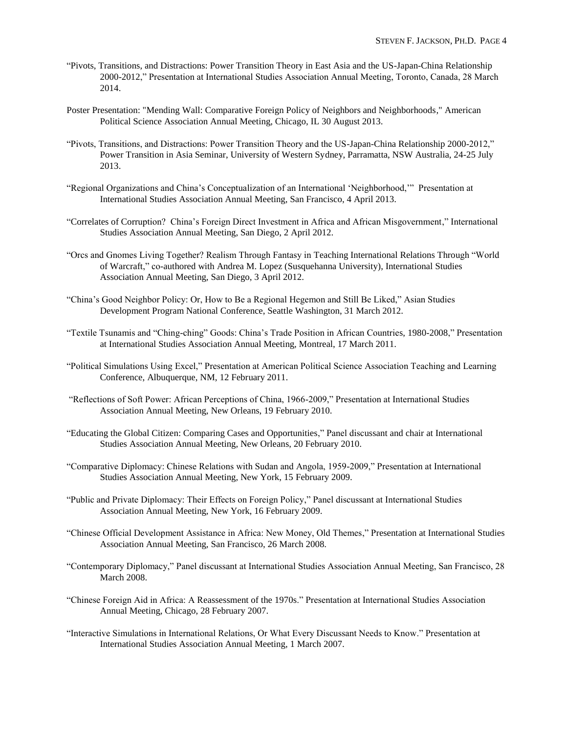"Pivots, Transitions, and Distractions: Power Transition Theory in East Asia and the US-Japan-China Relationship 2000-2012," Presentation at International Studies Association Annual Meeting, Toronto, Canada, 28 March 2014.

Poster Presentation: "Mending Wall: Comparative Foreign Policy of Neighbors and Neighborhoods," American Political Science Association Annual Meeting, Chicago, IL 30 August 2013.

"Pivots, Transitions, and Distractions: Power Transition Theory and the US-Japan-China Relationship 2000-2012," Power Transition in Asia Seminar, University of Western Sydney, Parramatta, NSW Australia, 24-25 July 2013.

"Regional Organizations and China's Conceptualization of an International 'Neighborhood,'" Presentation at International Studies Association Annual Meeting, San Francisco, 4 April 2013.

"Correlates of Corruption? China's Foreign Direct Investment in Africa and African Misgovernment," International Studies Association Annual Meeting, San Diego, 2 April 2012.

"Orcs and Gnomes Living Together? Realism Through Fantasy in Teaching International Relations Through "World of Warcraft," co-authored with Andrea M. Lopez (Susquehanna University), International Studies Association Annual Meeting, San Diego, 3 April 2012.

"China's Good Neighbor Policy: Or, How to Be a Regional Hegemon and Still Be Liked," Asian Studies Development Program National Conference, Seattle Washington, 31 March 2012.

"Textile Tsunamis and "Ching-ching" Goods: China's Trade Position in African Countries, 1980-2008," Presentation at International Studies Association Annual Meeting, Montreal, 17 March 2011.

"Political Simulations Using Excel," Presentation at American Political Science Association Teaching and Learning Conference, Albuquerque, NM, 12 February 2011.

"Reflections of Soft Power: African Perceptions of China, 1966-2009," Presentation at International Studies Association Annual Meeting, New Orleans, 19 February 2010.

"Educating the Global Citizen: Comparing Cases and Opportunities," Panel discussant and chair at International Studies Association Annual Meeting, New Orleans, 20 February 2010.

"Comparative Diplomacy: Chinese Relations with Sudan and Angola, 1959-2009," Presentation at International Studies Association Annual Meeting, New York, 15 February 2009.

"Public and Private Diplomacy: Their Effects on Foreign Policy," Panel discussant at International Studies Association Annual Meeting, New York, 16 February 2009.

"Chinese Official Development Assistance in Africa: New Money, Old Themes," Presentation at International Studies Association Annual Meeting, San Francisco, 26 March 2008.

"Contemporary Diplomacy," Panel discussant at International Studies Association Annual Meeting, San Francisco, 28 March 2008.

"Chinese Foreign Aid in Africa: A Reassessment of the 1970s." Presentation at International Studies Association Annual Meeting, Chicago, 28 February 2007.

"Interactive Simulations in International Relations, Or What Every Discussant Needs to Know." Presentation at International Studies Association Annual Meeting, 1 March 2007.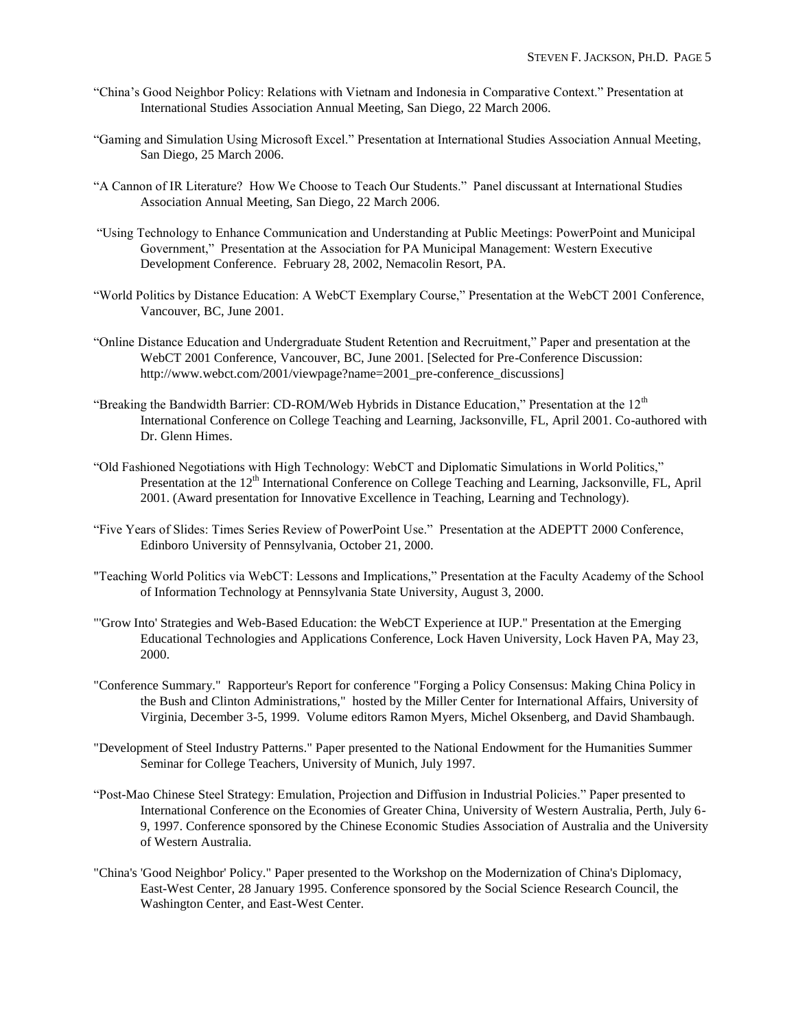"China's Good Neighbor Policy: Relations with Vietnam and Indonesia in Comparative Context." Presentation at International Studies Association Annual Meeting, San Diego, 22 March 2006.

"Gaming and Simulation Using Microsoft Excel." Presentation at International Studies Association Annual Meeting, San Diego, 25 March 2006.

"A Cannon of IR Literature? How We Choose to Teach Our Students." Panel discussant at International Studies Association Annual Meeting, San Diego, 22 March 2006.

"Using Technology to Enhance Communication and Understanding at Public Meetings: PowerPoint and Municipal Government," Presentation at the Association for PA Municipal Management: Western Executive Development Conference. February 28, 2002, Nemacolin Resort, PA.

"World Politics by Distance Education: A WebCT Exemplary Course," Presentation at the WebCT 2001 Conference, Vancouver, BC, June 2001.

"Online Distance Education and Undergraduate Student Retention and Recruitment," Paper and presentation at the WebCT 2001 Conference, Vancouver, BC, June 2001. [Selected for Pre-Conference Discussion: http://www.webct.com/2001/viewpage?name=2001_pre-conference_discussions]

"Breaking the Bandwidth Barrier: CD-ROM/Web Hybrids in Distance Education," Presentation at the 12th International Conference on College Teaching and Learning, Jacksonville, FL, April 2001. Co-authored with Dr. Glenn Himes.

"Old Fashioned Negotiations with High Technology: WebCT and Diplomatic Simulations in World Politics," Presentation at the 12th International Conference on College Teaching and Learning, Jacksonville, FL, April 2001. (Award presentation for Innovative Excellence in Teaching, Learning and Technology).

"Five Years of Slides: Times Series Review of PowerPoint Use." Presentation at the ADEPTT 2000 Conference, Edinboro University of Pennsylvania, October 21, 2000.

"Teaching World Politics via WebCT: Lessons and Implications," Presentation at the Faculty Academy of the School of Information Technology at Pennsylvania State University, August 3, 2000.

"'Grow Into' Strategies and Web-Based Education: the WebCT Experience at IUP." Presentation at the Emerging Educational Technologies and Applications Conference, Lock Haven University, Lock Haven PA, May 23, 2000.

"Conference Summary." Rapporteur's Report for conference "Forging a Policy Consensus: Making China Policy in the Bush and Clinton Administrations," hosted by the Miller Center for International Affairs, University of Virginia, December 3-5, 1999. Volume editors Ramon Myers, Michel Oksenberg, and David Shambaugh.

"Development of Steel Industry Patterns." Paper presented to the National Endowment for the Humanities Summer Seminar for College Teachers, University of Munich, July 1997.

"Post-Mao Chinese Steel Strategy: Emulation, Projection and Diffusion in Industrial Policies." Paper presented to International Conference on the Economies of Greater China, University of Western Australia, Perth, July 6-9, 1997. Conference sponsored by the Chinese Economic Studies Association of Australia and the University of Western Australia.

"China's 'Good Neighbor' Policy." Paper presented to the Workshop on the Modernization of China's Diplomacy, East-West Center, 28 January 1995. Conference sponsored by the Social Science Research Council, the Washington Center, and East-West Center.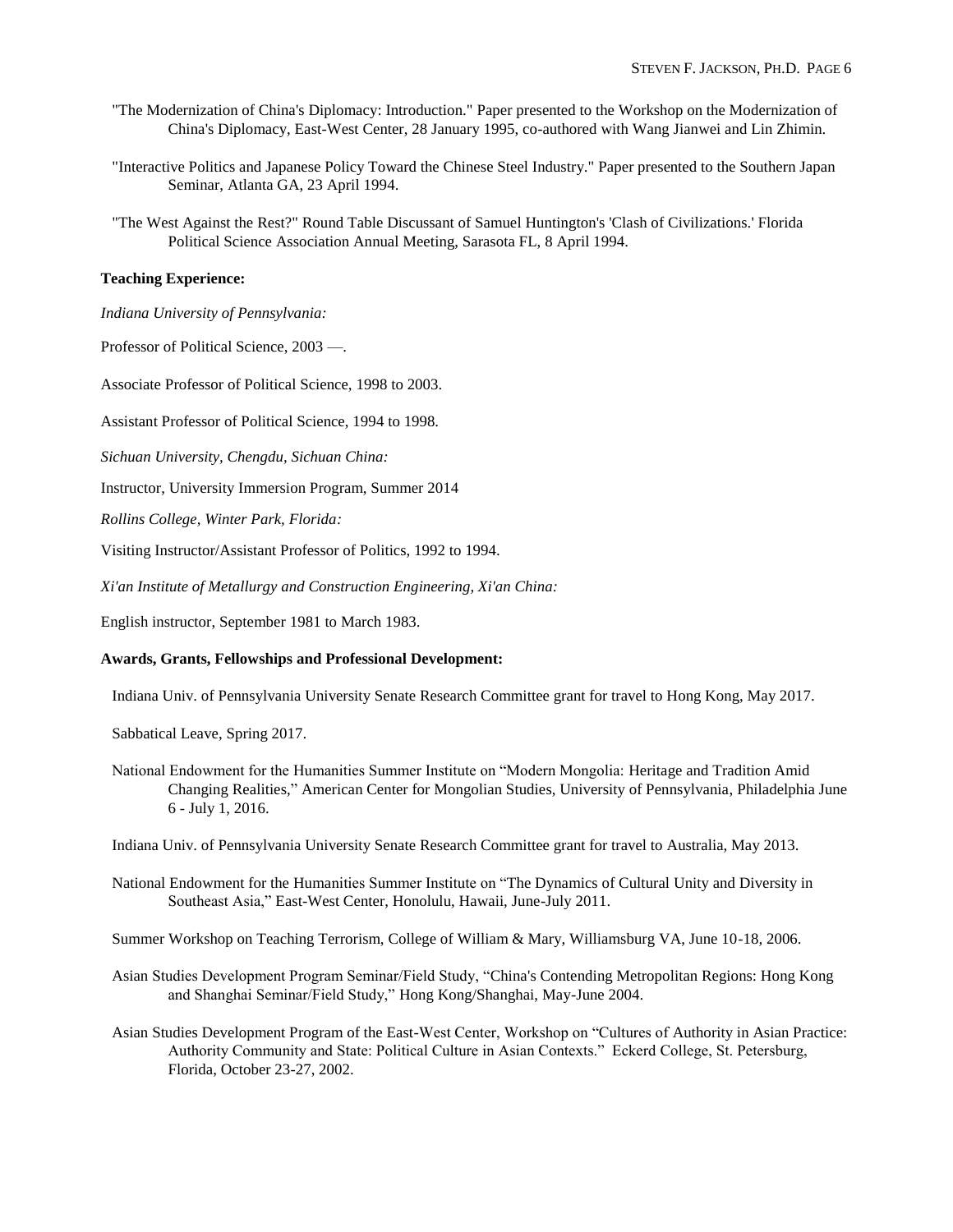"The Modernization of China's Diplomacy: Introduction." Paper presented to the Workshop on the Modernization of China's Diplomacy, East-West Center, 28 January 1995, co-authored with Wang Jianwei and Lin Zhimin.

"Interactive Politics and Japanese Policy Toward the Chinese Steel Industry." Paper presented to the Southern Japan Seminar, Atlanta GA, 23 April 1994.

"The West Against the Rest?" Round Table Discussant of Samuel Huntington's 'Clash of Civilizations.' Florida Political Science Association Annual Meeting, Sarasota FL, 8 April 1994.

**Teaching Experience:**

*Indiana University of Pennsylvania:*

Professor of Political Science, 2003 —.

Associate Professor of Political Science, 1998 to 2003.

Assistant Professor of Political Science, 1994 to 1998.

*Sichuan University, Chengdu, Sichuan China:*

Instructor, University Immersion Program, Summer 2014

*Rollins College, Winter Park, Florida:*

Visiting Instructor/Assistant Professor of Politics, 1992 to 1994.

*Xi'an Institute of Metallurgy and Construction Engineering, Xi'an China:*

English instructor, September 1981 to March 1983.

**Awards, Grants, Fellowships and Professional Development:**

Indiana Univ. of Pennsylvania University Senate Research Committee grant for travel to Hong Kong, May 2017.

Sabbatical Leave, Spring 2017.

National Endowment for the Humanities Summer Institute on "Modern Mongolia: Heritage and Tradition Amid Changing Realities," American Center for Mongolian Studies, University of Pennsylvania, Philadelphia June 6 - July 1, 2016.

Indiana Univ. of Pennsylvania University Senate Research Committee grant for travel to Australia, May 2013.

National Endowment for the Humanities Summer Institute on "The Dynamics of Cultural Unity and Diversity in Southeast Asia," East-West Center, Honolulu, Hawaii, June-July 2011.

Summer Workshop on Teaching Terrorism, College of William & Mary, Williamsburg VA, June 10-18, 2006.

Asian Studies Development Program Seminar/Field Study, "China's Contending Metropolitan Regions: Hong Kong and Shanghai Seminar/Field Study," Hong Kong/Shanghai, May-June 2004.

Asian Studies Development Program of the East-West Center, Workshop on "Cultures of Authority in Asian Practice: Authority Community and State: Political Culture in Asian Contexts." Eckerd College, St. Petersburg, Florida, October 23-27, 2002.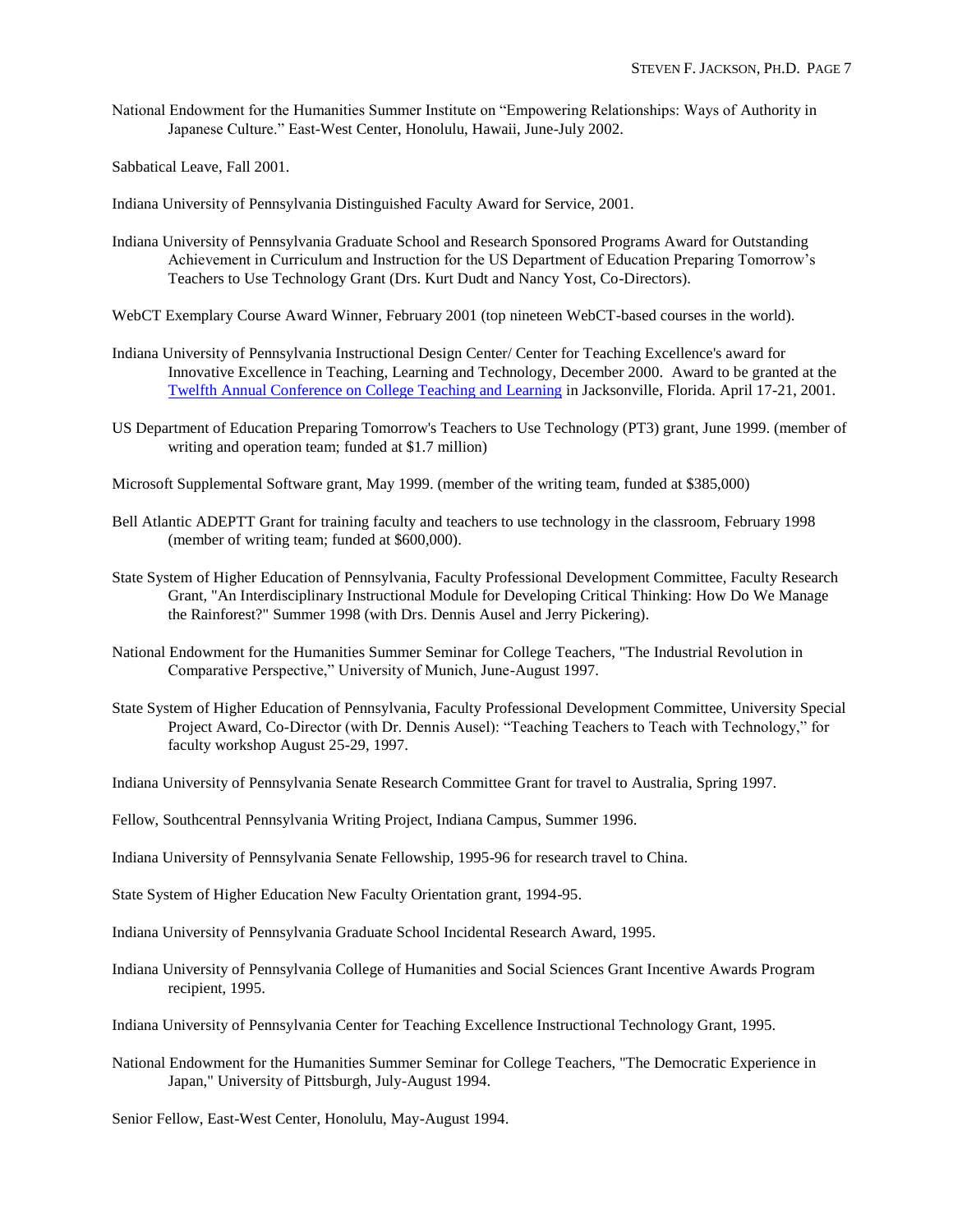National Endowment for the Humanities Summer Institute on “Empowering Relationships: Ways of Authority in Japanese Culture.” East-West Center, Honolulu, Hawaii, June-July 2002.

Sabbatical Leave, Fall 2001.

Indiana University of Pennsylvania Distinguished Faculty Award for Service, 2001.

Indiana University of Pennsylvania Graduate School and Research Sponsored Programs Award for Outstanding Achievement in Curriculum and Instruction for the US Department of Education Preparing Tomorrow’s Teachers to Use Technology Grant (Drs. Kurt Dudt and Nancy Yost, Co-Directors).

WebCT Exemplary Course Award Winner, February 2001 (top nineteen WebCT-based courses in the world).

Indiana University of Pennsylvania Instructional Design Center/ Center for Teaching Excellence's award for Innovative Excellence in Teaching, Learning and Technology, December 2000. Award to be granted at the Twelfth Annual Conference on College Teaching and Learning in Jacksonville, Florida. April 17-21, 2001.

US Department of Education Preparing Tomorrow's Teachers to Use Technology (PT3) grant, June 1999. (member of writing and operation team; funded at $1.7 million)

Microsoft Supplemental Software grant, May 1999. (member of the writing team, funded at $385,000)

Bell Atlantic ADEPTT Grant for training faculty and teachers to use technology in the classroom, February 1998 (member of writing team; funded at $600,000).

State System of Higher Education of Pennsylvania, Faculty Professional Development Committee, Faculty Research Grant, "An Interdisciplinary Instructional Module for Developing Critical Thinking: How Do We Manage the Rainforest?" Summer 1998 (with Drs. Dennis Ausel and Jerry Pickering).

National Endowment for the Humanities Summer Seminar for College Teachers, "The Industrial Revolution in Comparative Perspective,” University of Munich, June-August 1997.

State System of Higher Education of Pennsylvania, Faculty Professional Development Committee, University Special Project Award, Co-Director (with Dr. Dennis Ausel): “Teaching Teachers to Teach with Technology,” for faculty workshop August 25-29, 1997.

Indiana University of Pennsylvania Senate Research Committee Grant for travel to Australia, Spring 1997.

Fellow, Southcentral Pennsylvania Writing Project, Indiana Campus, Summer 1996.

Indiana University of Pennsylvania Senate Fellowship, 1995-96 for research travel to China.

State System of Higher Education New Faculty Orientation grant, 1994-95.

Indiana University of Pennsylvania Graduate School Incidental Research Award, 1995.

Indiana University of Pennsylvania College of Humanities and Social Sciences Grant Incentive Awards Program recipient, 1995.

Indiana University of Pennsylvania Center for Teaching Excellence Instructional Technology Grant, 1995.

National Endowment for the Humanities Summer Seminar for College Teachers, "The Democratic Experience in Japan," University of Pittsburgh, July-August 1994.

Senior Fellow, East-West Center, Honolulu, May-August 1994.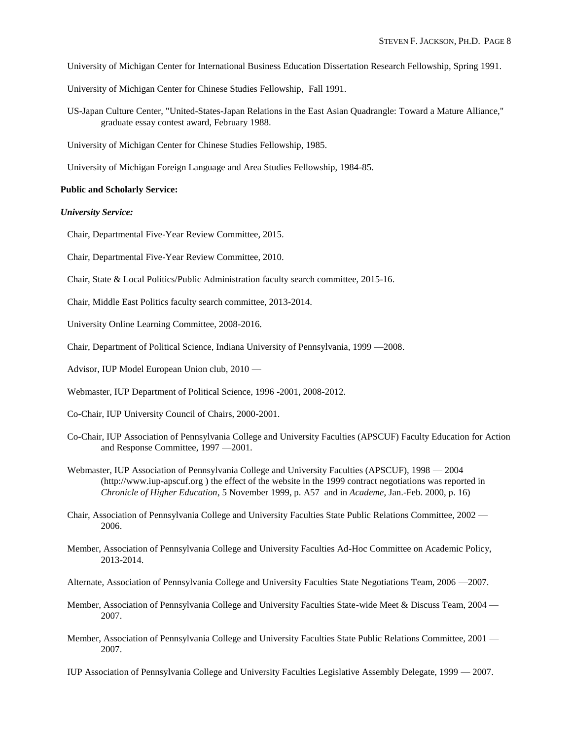University of Michigan Center for International Business Education Dissertation Research Fellowship, Spring 1991.

University of Michigan Center for Chinese Studies Fellowship, Fall 1991.

US-Japan Culture Center, "United-States-Japan Relations in the East Asian Quadrangle: Toward a Mature Alliance," graduate essay contest award, February 1988.

University of Michigan Center for Chinese Studies Fellowship, 1985.

University of Michigan Foreign Language and Area Studies Fellowship, 1984-85.

**Public and Scholarly Service:**

***University Service:***

Chair, Departmental Five-Year Review Committee, 2015.

Chair, Departmental Five-Year Review Committee, 2010.

Chair, State & Local Politics/Public Administration faculty search committee, 2015-16.

Chair, Middle East Politics faculty search committee, 2013-2014.

University Online Learning Committee, 2008-2016.

Chair, Department of Political Science, Indiana University of Pennsylvania, 1999 —2008.

Advisor, IUP Model European Union club, 2010 —

Webmaster, IUP Department of Political Science, 1996 -2001, 2008-2012.

Co-Chair, IUP University Council of Chairs, 2000-2001.

Co-Chair, IUP Association of Pennsylvania College and University Faculties (APSCUF) Faculty Education for Action and Response Committee, 1997 —2001.

Webmaster, IUP Association of Pennsylvania College and University Faculties (APSCUF), 1998 — 2004 (http://www.iup-apscuf.org ) the effect of the website in the 1999 contract negotiations was reported in *Chronicle of Higher Education*, 5 November 1999, p. A57 and in *Academe*, Jan.-Feb. 2000, p. 16)

Chair, Association of Pennsylvania College and University Faculties State Public Relations Committee, 2002 — 2006.

Member, Association of Pennsylvania College and University Faculties Ad-Hoc Committee on Academic Policy, 2013-2014.

Alternate, Association of Pennsylvania College and University Faculties State Negotiations Team, 2006 —2007.

Member, Association of Pennsylvania College and University Faculties State-wide Meet & Discuss Team, 2004 — 2007.

Member, Association of Pennsylvania College and University Faculties State Public Relations Committee, 2001 — 2007.

IUP Association of Pennsylvania College and University Faculties Legislative Assembly Delegate, 1999 — 2007.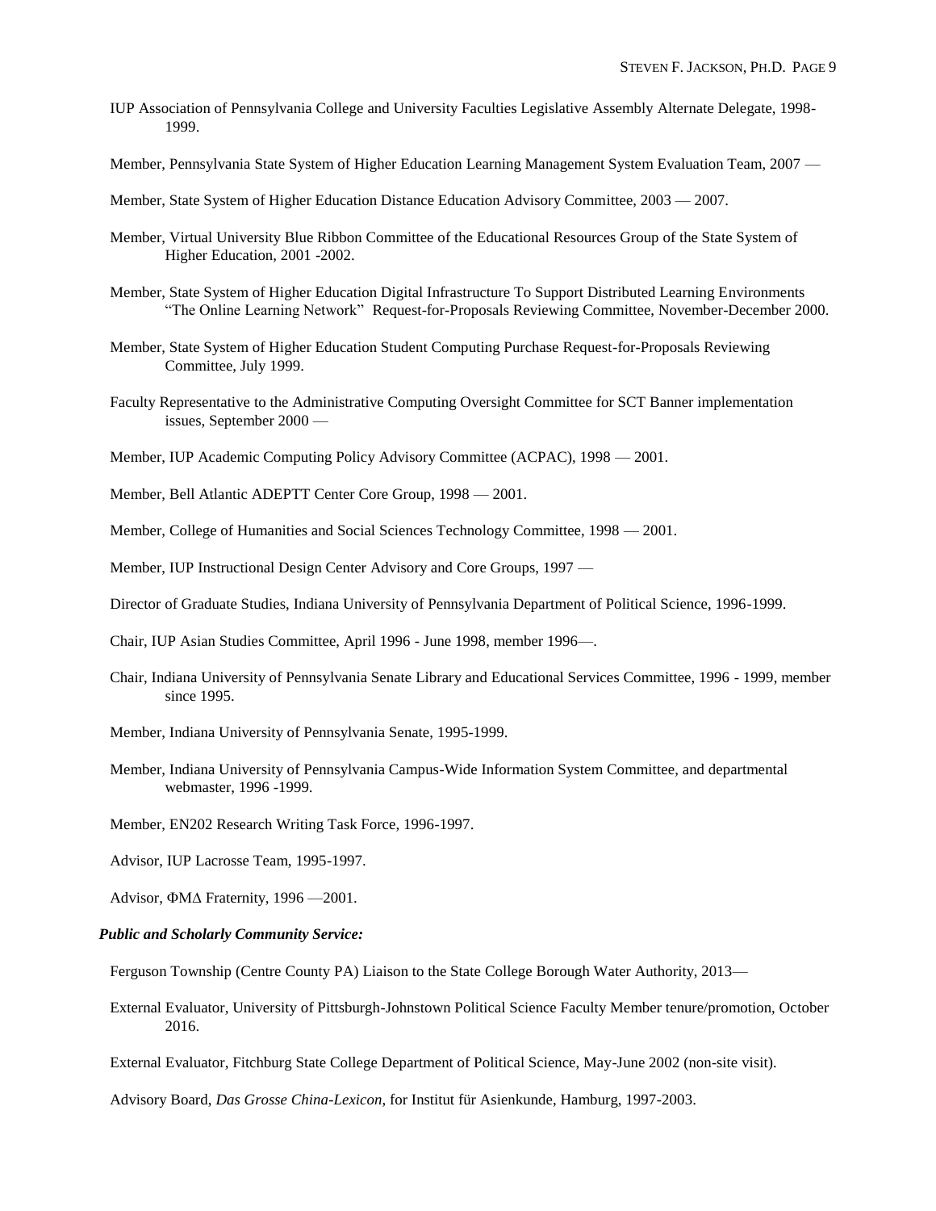IUP Association of Pennsylvania College and University Faculties Legislative Assembly Alternate Delegate, 1998-1999.

Member, Pennsylvania State System of Higher Education Learning Management System Evaluation Team, 2007 —

Member, State System of Higher Education Distance Education Advisory Committee, 2003 — 2007.

Member, Virtual University Blue Ribbon Committee of the Educational Resources Group of the State System of Higher Education, 2001 -2002.

Member, State System of Higher Education Digital Infrastructure To Support Distributed Learning Environments "The Online Learning Network" Request-for-Proposals Reviewing Committee, November-December 2000.

Member, State System of Higher Education Student Computing Purchase Request-for-Proposals Reviewing Committee, July 1999.

Faculty Representative to the Administrative Computing Oversight Committee for SCT Banner implementation issues, September 2000 —

Member, IUP Academic Computing Policy Advisory Committee (ACPAC), 1998 — 2001.

Member, Bell Atlantic ADEPTT Center Core Group, 1998 — 2001.

Member, College of Humanities and Social Sciences Technology Committee, 1998 — 2001.

Member, IUP Instructional Design Center Advisory and Core Groups, 1997 —

Director of Graduate Studies, Indiana University of Pennsylvania Department of Political Science, 1996-1999.

Chair, IUP Asian Studies Committee, April 1996 - June 1998, member 1996—.

Chair, Indiana University of Pennsylvania Senate Library and Educational Services Committee, 1996 - 1999, member since 1995.

Member, Indiana University of Pennsylvania Senate, 1995-1999.

Member, Indiana University of Pennsylvania Campus-Wide Information System Committee, and departmental webmaster, 1996 -1999.

Member, EN202 Research Writing Task Force, 1996-1997.

Advisor, IUP Lacrosse Team, 1995-1997.

Advisor, ΦΜΔ Fraternity, 1996 —2001.

***Public and Scholarly Community Service:***

Ferguson Township (Centre County PA) Liaison to the State College Borough Water Authority, 2013—

External Evaluator, University of Pittsburgh-Johnstown Political Science Faculty Member tenure/promotion, October 2016.

External Evaluator, Fitchburg State College Department of Political Science, May-June 2002 (non-site visit).

Advisory Board, *Das Grosse China-Lexicon*, for Institut für Asienkunde, Hamburg, 1997-2003.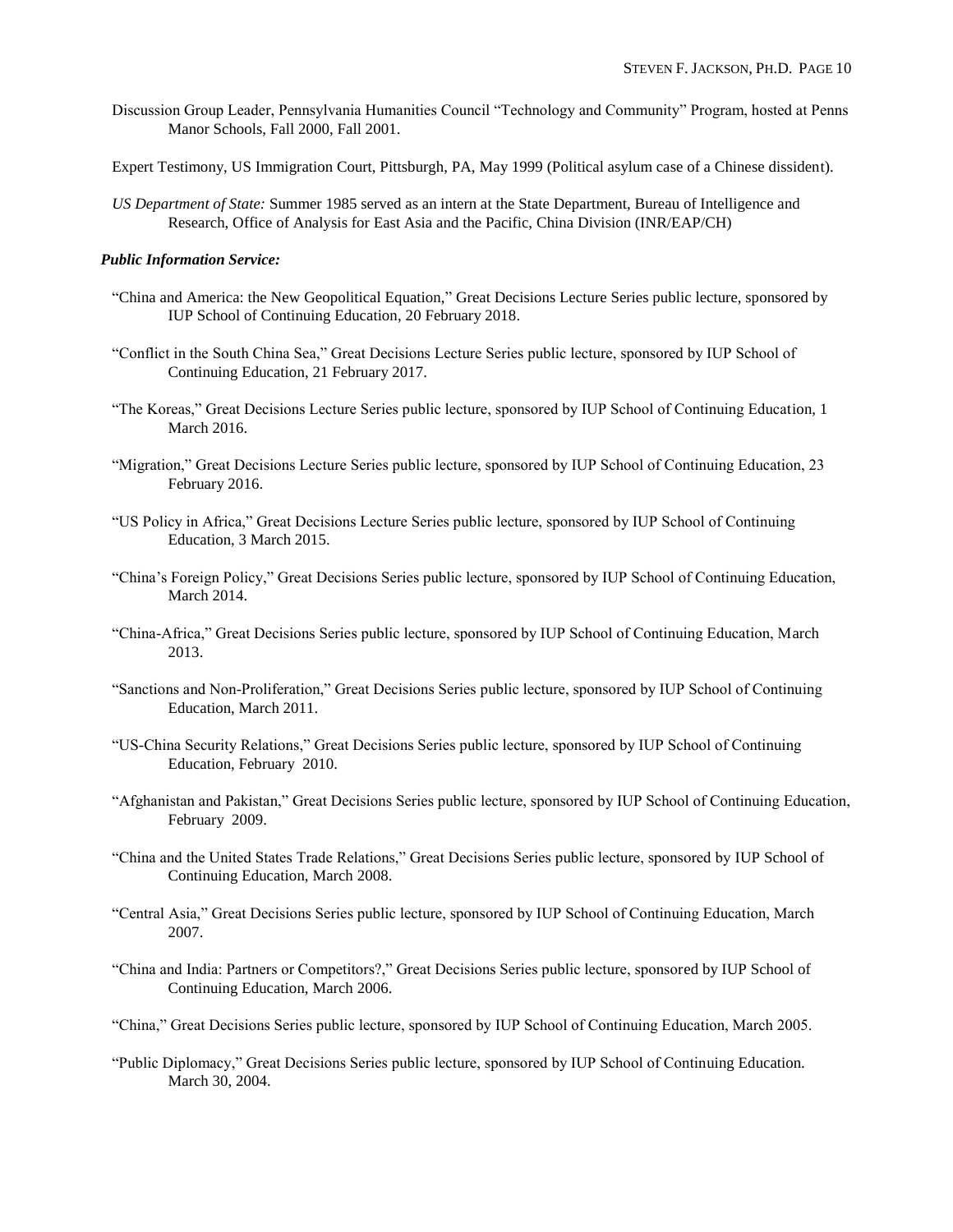Discussion Group Leader, Pennsylvania Humanities Council "Technology and Community" Program, hosted at Penns Manor Schools, Fall 2000, Fall 2001.

Expert Testimony, US Immigration Court, Pittsburgh, PA, May 1999 (Political asylum case of a Chinese dissident).

*US Department of State:* Summer 1985 served as an intern at the State Department, Bureau of Intelligence and Research, Office of Analysis for East Asia and the Pacific, China Division (INR/EAP/CH)

***Public Information Service:***

"China and America: the New Geopolitical Equation," Great Decisions Lecture Series public lecture, sponsored by IUP School of Continuing Education, 20 February 2018.

"Conflict in the South China Sea," Great Decisions Lecture Series public lecture, sponsored by IUP School of Continuing Education, 21 February 2017.

"The Koreas," Great Decisions Lecture Series public lecture, sponsored by IUP School of Continuing Education, 1 March 2016.

"Migration," Great Decisions Lecture Series public lecture, sponsored by IUP School of Continuing Education, 23 February 2016.

"US Policy in Africa," Great Decisions Lecture Series public lecture, sponsored by IUP School of Continuing Education, 3 March 2015.

"China's Foreign Policy," Great Decisions Series public lecture, sponsored by IUP School of Continuing Education, March 2014.

"China-Africa," Great Decisions Series public lecture, sponsored by IUP School of Continuing Education, March 2013.

"Sanctions and Non-Proliferation," Great Decisions Series public lecture, sponsored by IUP School of Continuing Education, March 2011.

"US-China Security Relations," Great Decisions Series public lecture, sponsored by IUP School of Continuing Education, February 2010.

"Afghanistan and Pakistan," Great Decisions Series public lecture, sponsored by IUP School of Continuing Education, February 2009.

"China and the United States Trade Relations," Great Decisions Series public lecture, sponsored by IUP School of Continuing Education, March 2008.

"Central Asia," Great Decisions Series public lecture, sponsored by IUP School of Continuing Education, March 2007.

"China and India: Partners or Competitors?," Great Decisions Series public lecture, sponsored by IUP School of Continuing Education, March 2006.

"China," Great Decisions Series public lecture, sponsored by IUP School of Continuing Education, March 2005.

"Public Diplomacy," Great Decisions Series public lecture, sponsored by IUP School of Continuing Education. March 30, 2004.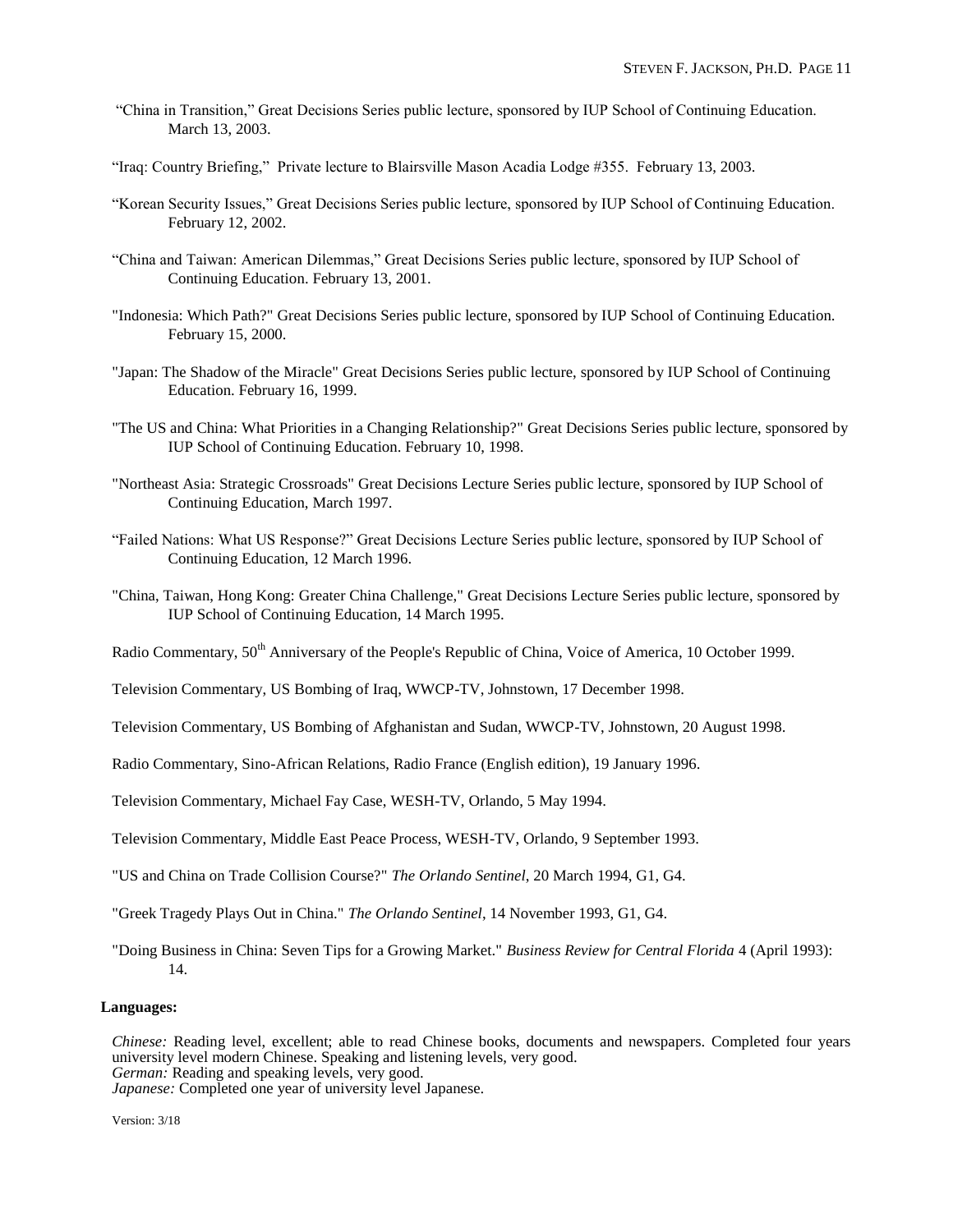"China in Transition," Great Decisions Series public lecture, sponsored by IUP School of Continuing Education. March 13, 2003.

"Iraq: Country Briefing," Private lecture to Blairsville Mason Acadia Lodge #355. February 13, 2003.

"Korean Security Issues," Great Decisions Series public lecture, sponsored by IUP School of Continuing Education. February 12, 2002.

"China and Taiwan: American Dilemmas," Great Decisions Series public lecture, sponsored by IUP School of Continuing Education. February 13, 2001.

"Indonesia: Which Path?" Great Decisions Series public lecture, sponsored by IUP School of Continuing Education. February 15, 2000.

"Japan: The Shadow of the Miracle" Great Decisions Series public lecture, sponsored by IUP School of Continuing Education. February 16, 1999.

"The US and China: What Priorities in a Changing Relationship?" Great Decisions Series public lecture, sponsored by IUP School of Continuing Education. February 10, 1998.

"Northeast Asia: Strategic Crossroads" Great Decisions Lecture Series public lecture, sponsored by IUP School of Continuing Education, March 1997.

"Failed Nations: What US Response?" Great Decisions Lecture Series public lecture, sponsored by IUP School of Continuing Education, 12 March 1996.

"China, Taiwan, Hong Kong: Greater China Challenge," Great Decisions Lecture Series public lecture, sponsored by IUP School of Continuing Education, 14 March 1995.

Radio Commentary, 50th Anniversary of the People's Republic of China, Voice of America, 10 October 1999.

Television Commentary, US Bombing of Iraq, WWCP-TV, Johnstown, 17 December 1998.

Television Commentary, US Bombing of Afghanistan and Sudan, WWCP-TV, Johnstown, 20 August 1998.

Radio Commentary, Sino-African Relations, Radio France (English edition), 19 January 1996.

Television Commentary, Michael Fay Case, WESH-TV, Orlando, 5 May 1994.

Television Commentary, Middle East Peace Process, WESH-TV, Orlando, 9 September 1993.

"US and China on Trade Collision Course?" *The Orlando Sentinel*, 20 March 1994, G1, G4.

"Greek Tragedy Plays Out in China." *The Orlando Sentinel*, 14 November 1993, G1, G4.

"Doing Business in China: Seven Tips for a Growing Market." *Business Review for Central Florida* 4 (April 1993): 14.

**Languages:**

*Chinese:* Reading level, excellent; able to read Chinese books, documents and newspapers. Completed four years university level modern Chinese. Speaking and listening levels, very good.
*German:* Reading and speaking levels, very good.
*Japanese:* Completed one year of university level Japanese.

Version: 3/18